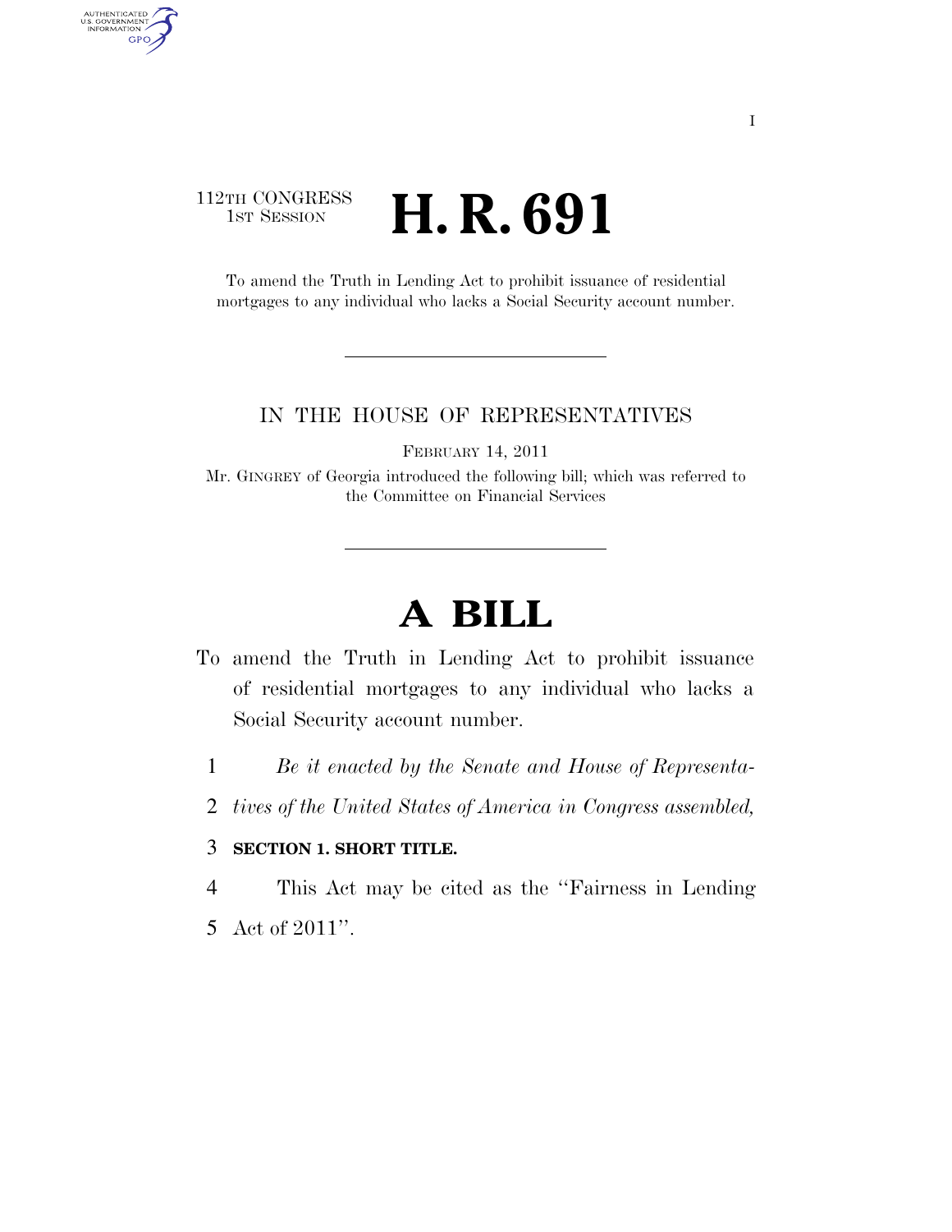112TH CONGRESS
1ST SESSION

# H. R. 691

To amend the Truth in Lending Act to prohibit issuance of residential mortgages to any individual who lacks a Social Security account number.

IN THE HOUSE OF REPRESENTATIVES

FEBRUARY 14, 2011

Mr. GINGREY of Georgia introduced the following bill; which was referred to the Committee on Financial Services

# A BILL

To amend the Truth in Lending Act to prohibit issuance of residential mortgages to any individual who lacks a Social Security account number.

1 *Be it enacted by the Senate and House of Representa-*
2 *tives of the United States of America in Congress assembled,*

3 **SECTION 1. SHORT TITLE.**

4 This Act may be cited as the "Fairness in Lending
5 Act of 2011".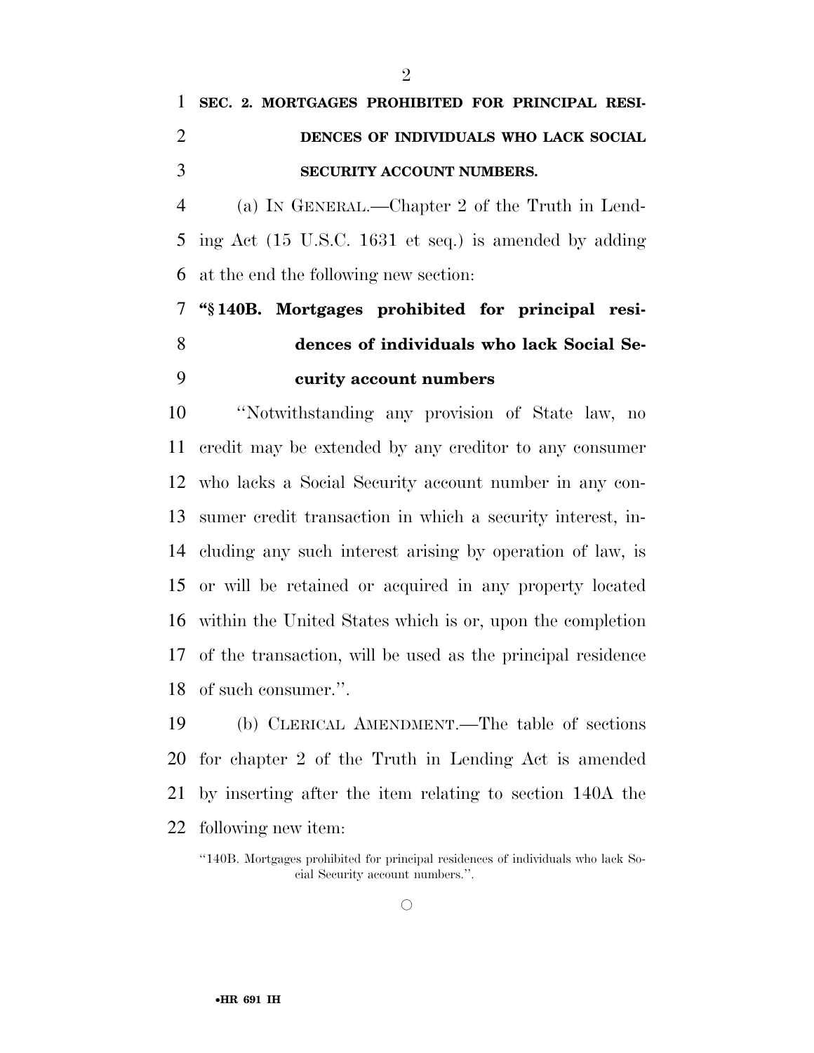**SEC. 2. MORTGAGES PROHIBITED FOR PRINCIPAL RESIDENCES OF INDIVIDUALS WHO LACK SOCIAL SECURITY ACCOUNT NUMBERS.**

(a) IN GENERAL.—Chapter 2 of the Truth in Lending Act (15 U.S.C. 1631 et seq.) is amended by adding at the end the following new section:

**"§ 140B. Mortgages prohibited for principal residences of individuals who lack Social Security account numbers**

"Notwithstanding any provision of State law, no credit may be extended by any creditor to any consumer who lacks a Social Security account number in any consumer credit transaction in which a security interest, including any such interest arising by operation of law, is or will be retained or acquired in any property located within the United States which is or, upon the completion of the transaction, will be used as the principal residence of such consumer.".

(b) CLERICAL AMENDMENT.—The table of sections for chapter 2 of the Truth in Lending Act is amended by inserting after the item relating to section 140A the following new item:

"140B. Mortgages prohibited for principal residences of individuals who lack Social Security account numbers.".

○